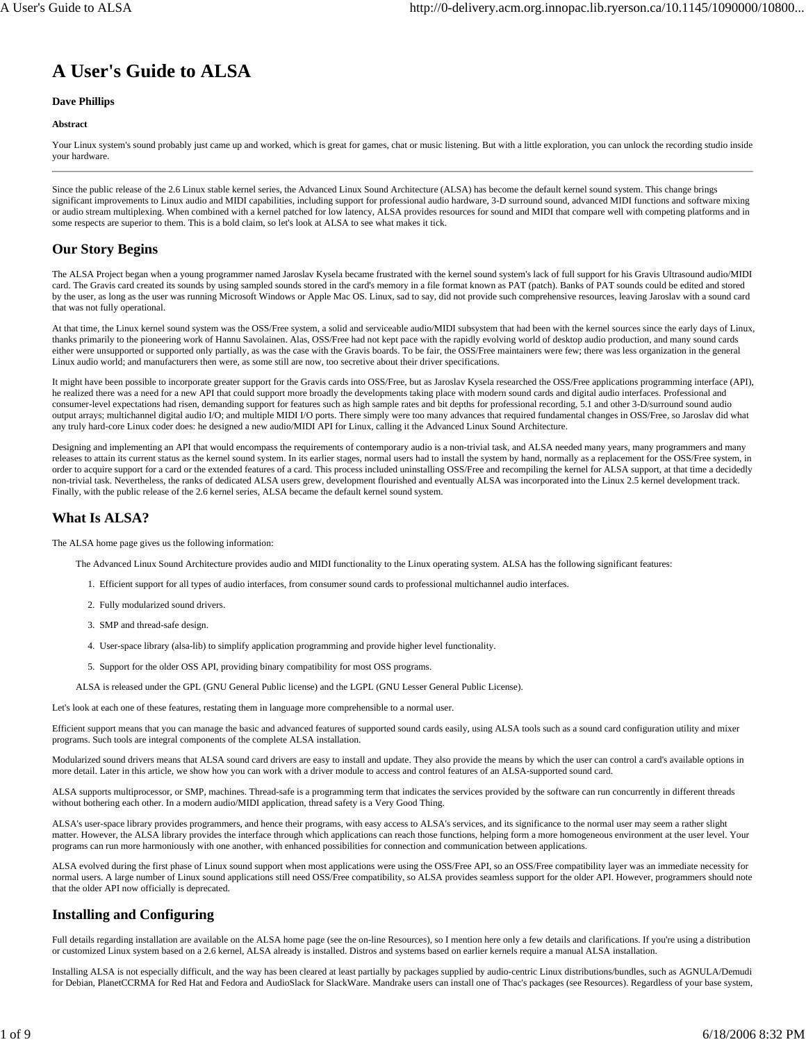# A User's Guide to ALSA

**Dave Phillips**

**Abstract**

Your Linux system's sound probably just came up and worked, which is great for games, chat or music listening. But with a little exploration, you can unlock the recording studio inside your hardware.

---

Since the public release of the 2.6 Linux stable kernel series, the Advanced Linux Sound Architecture (ALSA) has become the default kernel sound system. This change brings significant improvements to Linux audio and MIDI capabilities, including support for professional audio hardware, 3-D surround sound, advanced MIDI functions and software mixing or audio stream multiplexing. When combined with a kernel patched for low latency, ALSA provides resources for sound and MIDI that compare well with competing platforms and in some respects are superior to them. This is a bold claim, so let's look at ALSA to see what makes it tick.

## Our Story Begins

The ALSA Project began when a young programmer named Jaroslav Kysela became frustrated with the kernel sound system's lack of full support for his Gravis Ultrasound audio/MIDI card. The Gravis card created its sounds by using sampled sounds stored in the card's memory in a file format known as PAT (patch). Banks of PAT sounds could be edited and stored by the user, as long as the user was running Microsoft Windows or Apple Mac OS. Linux, sad to say, did not provide such comprehensive resources, leaving Jaroslav with a sound card that was not fully operational.

At that time, the Linux kernel sound system was the OSS/Free system, a solid and serviceable audio/MIDI subsystem that had been with the kernel sources since the early days of Linux, thanks primarily to the pioneering work of Hannu Savolainen. Alas, OSS/Free had not kept pace with the rapidly evolving world of desktop audio production, and many sound cards either were unsupported or supported only partially, as was the case with the Gravis boards. To be fair, the OSS/Free maintainers were few; there was less organization in the general Linux audio world; and manufacturers then were, as some still are now, too secretive about their driver specifications.

It might have been possible to incorporate greater support for the Gravis cards into OSS/Free, but as Jaroslav Kysela researched the OSS/Free applications programming interface (API), he realized there was a need for a new API that could support more broadly the developments taking place with modern sound cards and digital audio interfaces. Professional and consumer-level expectations had risen, demanding support for features such as high sample rates and bit depths for professional recording, 5.1 and other 3-D/surround sound audio output arrays; multichannel digital audio I/O; and multiple MIDI I/O ports. There simply were too many advances that required fundamental changes in OSS/Free, so Jaroslav did what any truly hard-core Linux coder does: he designed a new audio/MIDI API for Linux, calling it the Advanced Linux Sound Architecture.

Designing and implementing an API that would encompass the requirements of contemporary audio is a non-trivial task, and ALSA needed many years, many programmers and many releases to attain its current status as the kernel sound system. In its earlier stages, normal users had to install the system by hand, normally as a replacement for the OSS/Free system, in order to acquire support for a card or the extended features of a card. This process included uninstalling OSS/Free and recompiling the kernel for ALSA support, at that time a decidedly non-trivial task. Nevertheless, the ranks of dedicated ALSA users grew, development flourished and eventually ALSA was incorporated into the Linux 2.5 kernel development track. Finally, with the public release of the 2.6 kernel series, ALSA became the default kernel sound system.

## What Is ALSA?

The ALSA home page gives us the following information:

> The Advanced Linux Sound Architecture provides audio and MIDI functionality to the Linux operating system. ALSA has the following significant features:
>
> 1. Efficient support for all types of audio interfaces, from consumer sound cards to professional multichannel audio interfaces.
> 2. Fully modularized sound drivers.
> 3. SMP and thread-safe design.
> 4. User-space library (alsa-lib) to simplify application programming and provide higher level functionality.
> 5. Support for the older OSS API, providing binary compatibility for most OSS programs.
>
> ALSA is released under the GPL (GNU General Public license) and the LGPL (GNU Lesser General Public License).

Let's look at each one of these features, restating them in language more comprehensible to a normal user.

Efficient support means that you can manage the basic and advanced features of supported sound cards easily, using ALSA tools such as a sound card configuration utility and mixer programs. Such tools are integral components of the complete ALSA installation.

Modularized sound drivers means that ALSA sound card drivers are easy to install and update. They also provide the means by which the user can control a card's available options in more detail. Later in this article, we show how you can work with a driver module to access and control features of an ALSA-supported sound card.

ALSA supports multiprocessor, or SMP, machines. Thread-safe is a programming term that indicates the services provided by the software can run concurrently in different threads without bothering each other. In a modern audio/MIDI application, thread safety is a Very Good Thing.

ALSA's user-space library provides programmers, and hence their programs, with easy access to ALSA's services, and its significance to the normal user may seem a rather slight matter. However, the ALSA library provides the interface through which applications can reach those functions, helping form a more homogeneous environment at the user level. Your programs can run more harmoniously with one another, with enhanced possibilities for connection and communication between applications.

ALSA evolved during the first phase of Linux sound support when most applications were using the OSS/Free API, so an OSS/Free compatibility layer was an immediate necessity for normal users. A large number of Linux sound applications still need OSS/Free compatibility, so ALSA provides seamless support for the older API. However, programmers should note that the older API now officially is deprecated.

## Installing and Configuring

Full details regarding installation are available on the ALSA home page (see the on-line Resources), so I mention here only a few details and clarifications. If you're using a distribution or customized Linux system based on a 2.6 kernel, ALSA already is installed. Distros and systems based on earlier kernels require a manual ALSA installation.

Installing ALSA is not especially difficult, and the way has been cleared at least partially by packages supplied by audio-centric Linux distributions/bundles, such as AGNULA/Demudi for Debian, PlanetCCRMA for Red Hat and Fedora and AudioSlack for SlackWare. Mandrake users can install one of Thac's packages (see Resources). Regardless of your base system,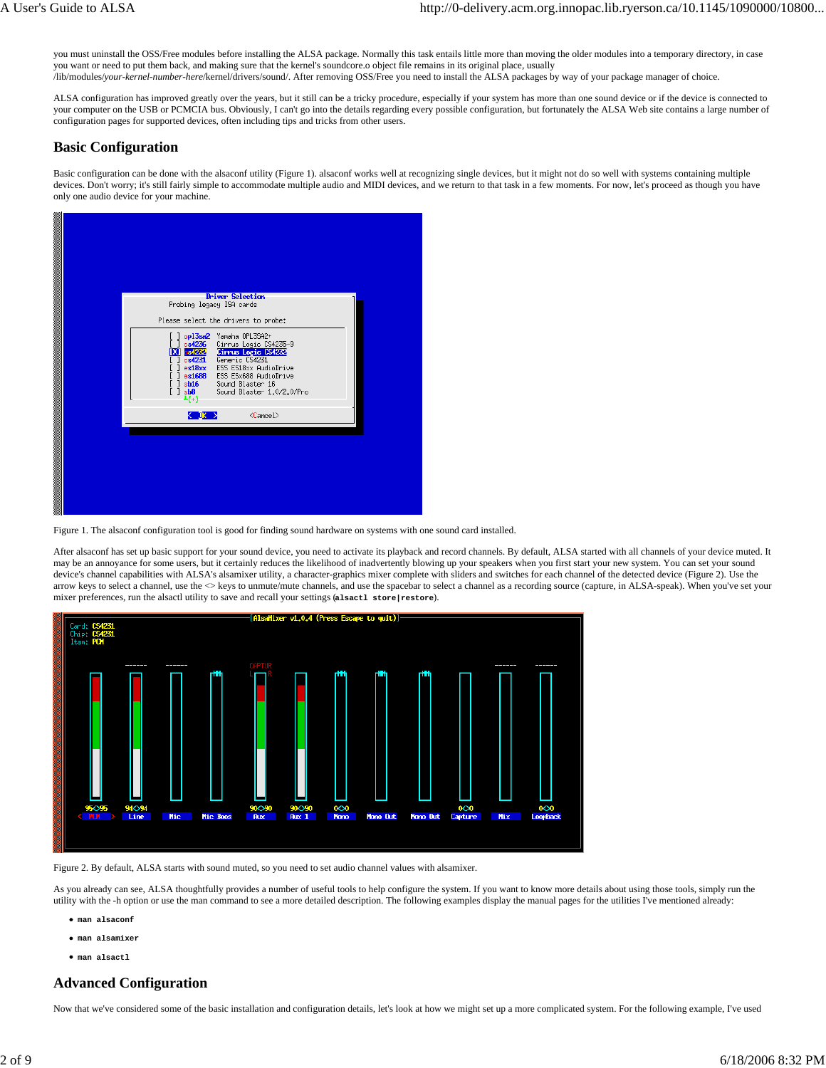you must uninstall the OSS/Free modules before installing the ALSA package. Normally this task entails little more than moving the older modules into a temporary directory, in case you want or need to put them back, and making sure that the kernel's soundcore.o object file remains in its original place, usually /lib/modules/*your-kernel-number-here*/kernel/drivers/sound/. After removing OSS/Free you need to install the ALSA packages by way of your package manager of choice.

ALSA configuration has improved greatly over the years, but it still can be a tricky procedure, especially if your system has more than one sound device or if the device is connected to your computer on the USB or PCMCIA bus. Obviously, I can't go into the details regarding every possible configuration, but fortunately the ALSA Web site contains a large number of configuration pages for supported devices, often including tips and tricks from other users.

## Basic Configuration

Basic configuration can be done with the alsaconf utility (Figure 1). alsaconf works well at recognizing single devices, but it might not do so well with systems containing multiple devices. Don't worry; it's still fairly simple to accommodate multiple audio and MIDI devices, and we return to that task in a few moments. For now, let's proceed as though you have only one audio device for your machine.

Figure 1. The alsaconf configuration tool is good for finding sound hardware on systems with one sound card installed.

After alsaconf has set up basic support for your sound device, you need to activate its playback and record channels. By default, ALSA started with all channels of your device muted. It may be an annoyance for some users, but it certainly reduces the likelihood of inadvertently blowing up your speakers when you first start your new system. You can set your sound device's channel capabilities with ALSA's alsamixer utility, a character-graphics mixer complete with sliders and switches for each channel of the detected device (Figure 2). Use the arrow keys to select a channel, use the <> keys to unmute/mute channels, and use the spacebar to select a channel as a recording source (capture, in ALSA-speak). When you've set your mixer preferences, run the alsactl utility to save and recall your settings (`alsactl store|restore`).

Figure 2. By default, ALSA starts with sound muted, so you need to set audio channel values with alsamixer.

As you already can see, ALSA thoughtfully provides a number of useful tools to help configure the system. If you want to know more details about using those tools, simply run the utility with the -h option or use the man command to see a more detailed description. The following examples display the manual pages for the utilities I've mentioned already:

- `man alsaconf`
- `man alsamixer`
- `man alsactl`

## Advanced Configuration

Now that we've considered some of the basic installation and configuration details, let's look at how we might set up a more complicated system. For the following example, I've used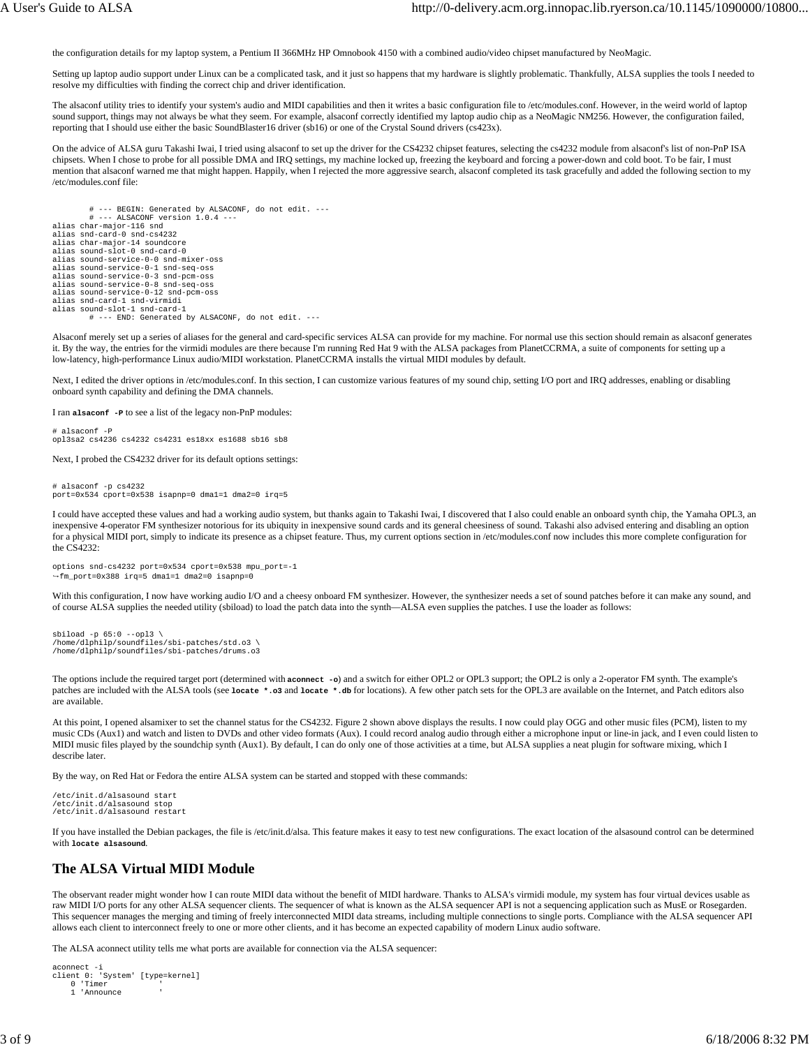the configuration details for my laptop system, a Pentium II 366MHz HP Omnobook 4150 with a combined audio/video chipset manufactured by NeoMagic.

Setting up laptop audio support under Linux can be a complicated task, and it just so happens that my hardware is slightly problematic. Thankfully, ALSA supplies the tools I needed to resolve my difficulties with finding the correct chip and driver identification.

The alsaconf utility tries to identify your system's audio and MIDI capabilities and then it writes a basic configuration file to /etc/modules.conf. However, in the weird world of laptop sound support, things may not always be what they seem. For example, alsaconf correctly identified my laptop audio chip as a NeoMagic NM256. However, the configuration failed, reporting that I should use either the basic SoundBlaster16 driver (sb16) or one of the Crystal Sound drivers (cs423x).

On the advice of ALSA guru Takashi Iwai, I tried using alsaconf to set up the driver for the CS4232 chipset features, selecting the cs4232 module from alsaconf's list of non-PnP ISA chipsets. When I chose to probe for all possible DMA and IRQ settings, my machine locked up, freezing the keyboard and forcing a power-down and cold boot. To be fair, I must mention that alsaconf warned me that might happen. Happily, when I rejected the more aggressive search, alsaconf completed its task gracefully and added the following section to my /etc/modules.conf file:

```
        # --- BEGIN: Generated by ALSACONF, do not edit. ---
        # --- ALSACONF version 1.0.4 ---
alias char-major-116 snd
alias snd-card-0 snd-cs4232
alias char-major-14 soundcore
alias sound-slot-0 snd-card-0
alias sound-service-0-0 snd-mixer-oss
alias sound-service-0-1 snd-seq-oss
alias sound-service-0-3 snd-pcm-oss
alias sound-service-0-8 snd-seq-oss
alias sound-service-0-12 snd-pcm-oss
alias snd-card-1 snd-virmidi
alias sound-slot-1 snd-card-1
        # --- END: Generated by ALSACONF, do not edit. ---
```

Alsaconf merely set up a series of aliases for the general and card-specific services ALSA can provide for my machine. For normal use this section should remain as alsaconf generates it. By the way, the entries for the virmidi modules are there because I'm running Red Hat 9 with the ALSA packages from PlanetCCRMA, a suite of components for setting up a low-latency, high-performance Linux audio/MIDI workstation. PlanetCCRMA installs the virtual MIDI modules by default.

Next, I edited the driver options in /etc/modules.conf. In this section, I can customize various features of my sound chip, setting I/O port and IRQ addresses, enabling or disabling onboard synth capability and defining the DMA channels.

I ran **`alsaconf -P`** to see a list of the legacy non-PnP modules:

```
# alsaconf -P
opl3sa2 cs4236 cs4232 cs4231 es18xx es1688 sb16 sb8
```

Next, I probed the CS4232 driver for its default options settings:

```
# alsaconf -p cs4232
port=0x534 cport=0x538 isapnp=0 dma1=1 dma2=0 irq=5
```

I could have accepted these values and had a working audio system, but thanks again to Takashi Iwai, I discovered that I also could enable an onboard synth chip, the Yamaha OPL3, an inexpensive 4-operator FM synthesizer notorious for its ubiquity in inexpensive sound cards and its general cheesiness of sound. Takashi also advised entering and disabling an option for a physical MIDI port, simply to indicate its presence as a chipset feature. Thus, my current options section in /etc/modules.conf now includes this more complete configuration for the CS4232:

```
options snd-cs4232 port=0x534 cport=0x538 mpu_port=-1
↪fm_port=0x388 irq=5 dma1=1 dma2=0 isapnp=0
```

With this configuration, I now have working audio I/O and a cheesy onboard FM synthesizer. However, the synthesizer needs a set of sound patches before it can make any sound, and of course ALSA supplies the needed utility (sbiload) to load the patch data into the synth—ALSA even supplies the patches. I use the loader as follows:

```
sbiload -p 65:0 --opl3 \
/home/dlphilp/soundfiles/sbi-patches/std.o3 \
/home/dlphilp/soundfiles/sbi-patches/drums.o3
```

The options include the required target port (determined with **`aconnect -o`**) and a switch for either OPL2 or OPL3 support; the OPL2 is only a 2-operator FM synth. The example's patches are included with the ALSA tools (see **`locate *.o3`** and **`locate *.db`** for locations). A few other patch sets for the OPL3 are available on the Internet, and Patch editors also are available.

At this point, I opened alsamixer to set the channel status for the CS4232. Figure 2 shown above displays the results. I now could play OGG and other music files (PCM), listen to my music CDs (Aux1) and watch and listen to DVDs and other video formats (Aux). I could record analog audio through either a microphone input or line-in jack, and I even could listen to MIDI music files played by the soundchip synth (Aux1). By default, I can do only one of those activities at a time, but ALSA supplies a neat plugin for software mixing, which I describe later.

By the way, on Red Hat or Fedora the entire ALSA system can be started and stopped with these commands:

```
/etc/init.d/alsasound start
/etc/init.d/alsasound stop
/etc/init.d/alsasound restart
```

If you have installed the Debian packages, the file is /etc/init.d/alsa. This feature makes it easy to test new configurations. The exact location of the alsasound control can be determined with **`locate alsasound`**.

## The ALSA Virtual MIDI Module

The observant reader might wonder how I can route MIDI data without the benefit of MIDI hardware. Thanks to ALSA's virmidi module, my system has four virtual devices usable as raw MIDI I/O ports for any other ALSA sequencer clients. The sequencer of what is known as the ALSA sequencer API is not a sequencing application such as MusE or Rosegarden. This sequencer manages the merging and timing of freely interconnected MIDI data streams, including multiple connections to single ports. Compliance with the ALSA sequencer API allows each client to interconnect freely to one or more other clients, and it has become an expected capability of modern Linux audio software.

The ALSA aconnect utility tells me what ports are available for connection via the ALSA sequencer:

```
aconnect -i
client 0: 'System' [type=kernel]
    0 'Timer           '
    1 'Announce        '
```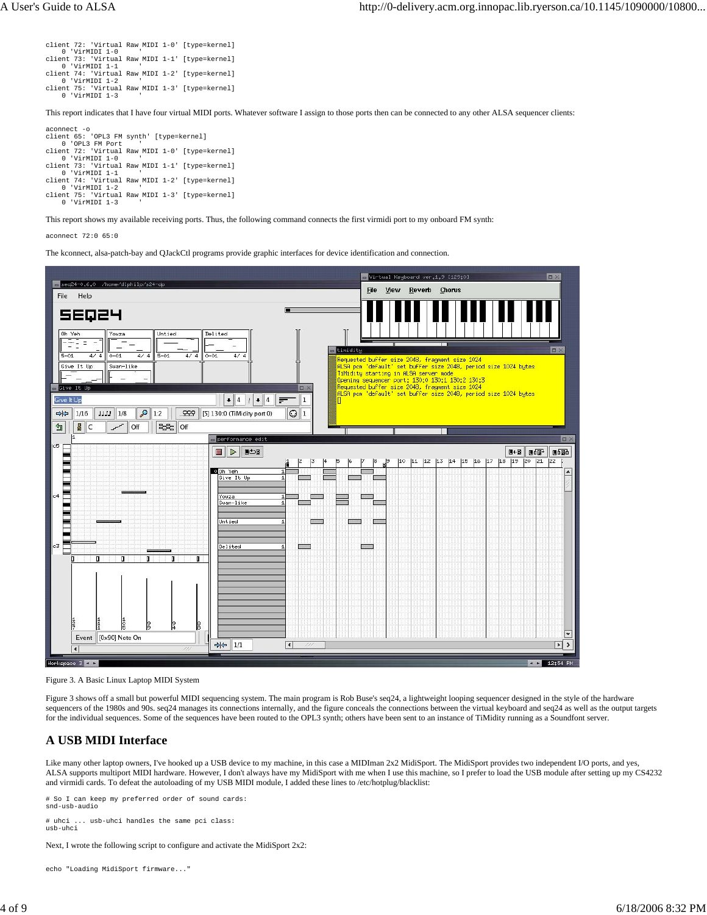```
client 72: 'Virtual Raw MIDI 1-0' [type=kernel]
    0 'VirMIDI 1-0     '
client 73: 'Virtual Raw MIDI 1-1' [type=kernel]
    0 'VirMIDI 1-1     '
client 74: 'Virtual Raw MIDI 1-2' [type=kernel]
    0 'VirMIDI 1-2     '
client 75: 'Virtual Raw MIDI 1-3' [type=kernel]
    0 'VirMIDI 1-3     '
```

This report indicates that I have four virtual MIDI ports. Whatever software I assign to those ports then can be connected to any other ALSA sequencer clients:

```
aconnect -o
client 65: 'OPL3 FM synth' [type=kernel]
    0 'OPL3 FM Port    '
client 72: 'Virtual Raw MIDI 1-0' [type=kernel]
    0 'VirMIDI 1-0     '
client 73: 'Virtual Raw MIDI 1-1' [type=kernel]
    0 'VirMIDI 1-1     '
client 74: 'Virtual Raw MIDI 1-2' [type=kernel]
    0 'VirMIDI 1-2     '
client 75: 'Virtual Raw MIDI 1-3' [type=kernel]
    0 'VirMIDI 1-3     '
```

This report shows my available receiving ports. Thus, the following command connects the first virmidi port to my onboard FM synth:

```
aconnect 72:0 65:0
```

The kconnect, alsa-patch-bay and QJackCtl programs provide graphic interfaces for device identification and connection.

Figure 3. A Basic Linux Laptop MIDI System

Figure 3 shows off a small but powerful MIDI sequencing system. The main program is Rob Buse's seq24, a lightweight looping sequencer designed in the style of the hardware sequencers of the 1980s and 90s. seq24 manages its connections internally, and the figure conceals the connections between the virtual keyboard and seq24 as well as the output targets for the individual sequences. Some of the sequences have been routed to the OPL3 synth; others have been sent to an instance of TiMidity running as a Soundfont server.

## A USB MIDI Interface

Like many other laptop owners, I've hooked up a USB device to my machine, in this case a MIDIman 2x2 MidiSport. The MidiSport provides two independent I/O ports, and yes, ALSA supports multiport MIDI hardware. However, I don't always have my MidiSport with me when I use this machine, so I prefer to load the USB module after setting up my CS4232 and virmidi cards. To defeat the autoloading of my USB MIDI module, I added these lines to /etc/hotplug/blacklist:

```
# So I can keep my preferred order of sound cards:
snd-usb-audio

# uhci ... usb-uhci handles the same pci class:
usb-uhci
```

Next, I wrote the following script to configure and activate the MidiSport 2x2:

```
echo "Loading MidiSport firmware..."
```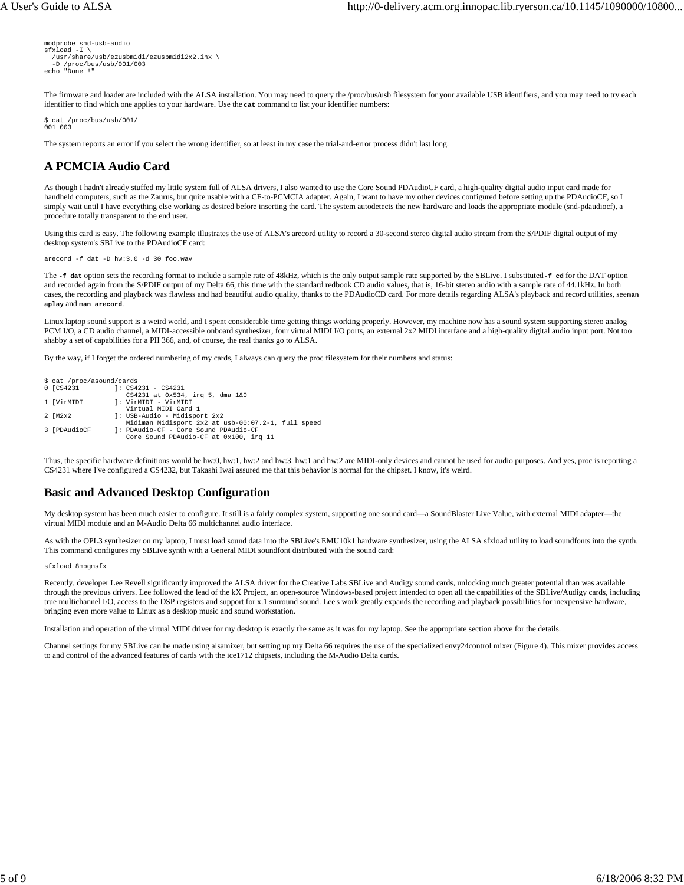```
modprobe snd-usb-audio
sfxload -I \
  /usr/share/usb/ezusbmidi/ezusbmidi2x2.ihx \
  -D /proc/bus/usb/001/003
echo "Done !"
```

The firmware and loader are included with the ALSA installation. You may need to query the /proc/bus/usb filesystem for your available USB identifiers, and you may need to try each identifier to find which one applies to your hardware. Use the **`cat`** command to list your identifier numbers:

```
$ cat /proc/bus/usb/001/
001 003
```

The system reports an error if you select the wrong identifier, so at least in my case the trial-and-error process didn't last long.

## A PCMCIA Audio Card

As though I hadn't already stuffed my little system full of ALSA drivers, I also wanted to use the Core Sound PDAudioCF card, a high-quality digital audio input card made for handheld computers, such as the Zaurus, but quite usable with a CF-to-PCMCIA adapter. Again, I want to have my other devices configured before setting up the PDAudioCF, so I simply wait until I have everything else working as desired before inserting the card. The system autodetects the new hardware and loads the appropriate module (snd-pdaudiocf), a procedure totally transparent to the end user.

Using this card is easy. The following example illustrates the use of ALSA's arecord utility to record a 30-second stereo digital audio stream from the S/PDIF digital output of my desktop system's SBLive to the PDAudioCF card:

```
arecord -f dat -D hw:3,0 -d 30 foo.wav
```

The **`-f dat`** option sets the recording format to include a sample rate of 48kHz, which is the only output sample rate supported by the SBLive. I substituted **`-f cd`** for the DAT option and recorded again from the S/PDIF output of my Delta 66, this time with the standard redbook CD audio values, that is, 16-bit stereo audio with a sample rate of 44.1kHz. In both cases, the recording and playback was flawless and had beautiful audio quality, thanks to the PDAudioCD card. For more details regarding ALSA's playback and record utilities, see **`man aplay`** and **`man arecord`**.

Linux laptop sound support is a weird world, and I spent considerable time getting things working properly. However, my machine now has a sound system supporting stereo analog PCM I/O, a CD audio channel, a MIDI-accessible onboard synthesizer, four virtual MIDI I/O ports, an external 2x2 MIDI interface and a high-quality digital audio input port. Not too shabby a set of capabilities for a PII 366, and, of course, the real thanks go to ALSA.

By the way, if I forget the ordered numbering of my cards, I always can query the proc filesystem for their numbers and status:

```
$ cat /proc/asound/cards
0 [CS4231         ]: CS4231 - CS4231
                     CS4231 at 0x534, irq 5, dma 1&0
1 [VirMIDI        ]: VirMIDI - VirMIDI
                     Virtual MIDI Card 1
2 [M2x2           ]: USB-Audio - Midisport 2x2
                     Midiman Midisport 2x2 at usb-00:07.2-1, full speed
3 [PDAudioCF      ]: PDAudio-CF - Core Sound PDAudio-CF
                     Core Sound PDAudio-CF at 0x100, irq 11
```

Thus, the specific hardware definitions would be hw:0, hw:1, hw:2 and hw:3. hw:1 and hw:2 are MIDI-only devices and cannot be used for audio purposes. And yes, proc is reporting a CS4231 where I've configured a CS4232, but Takashi Iwai assured me that this behavior is normal for the chipset. I know, it's weird.

## Basic and Advanced Desktop Configuration

My desktop system has been much easier to configure. It still is a fairly complex system, supporting one sound card—a SoundBlaster Live Value, with external MIDI adapter—the virtual MIDI module and an M-Audio Delta 66 multichannel audio interface.

As with the OPL3 synthesizer on my laptop, I must load sound data into the SBLive's EMU10k1 hardware synthesizer, using the ALSA sfxload utility to load soundfonts into the synth. This command configures my SBLive synth with a General MIDI soundfont distributed with the sound card:

```
sfxload 8mbgmsfx
```

Recently, developer Lee Revell significantly improved the ALSA driver for the Creative Labs SBLive and Audigy sound cards, unlocking much greater potential than was available through the previous drivers. Lee followed the lead of the kX Project, an open-source Windows-based project intended to open all the capabilities of the SBLive/Audigy cards, including true multichannel I/O, access to the DSP registers and support for x.1 surround sound. Lee's work greatly expands the recording and playback possibilities for inexpensive hardware, bringing even more value to Linux as a desktop music and sound workstation.

Installation and operation of the virtual MIDI driver for my desktop is exactly the same as it was for my laptop. See the appropriate section above for the details.

Channel settings for my SBLive can be made using alsamixer, but setting up my Delta 66 requires the use of the specialized envy24control mixer (Figure 4). This mixer provides access to and control of the advanced features of cards with the ice1712 chipsets, including the M-Audio Delta cards.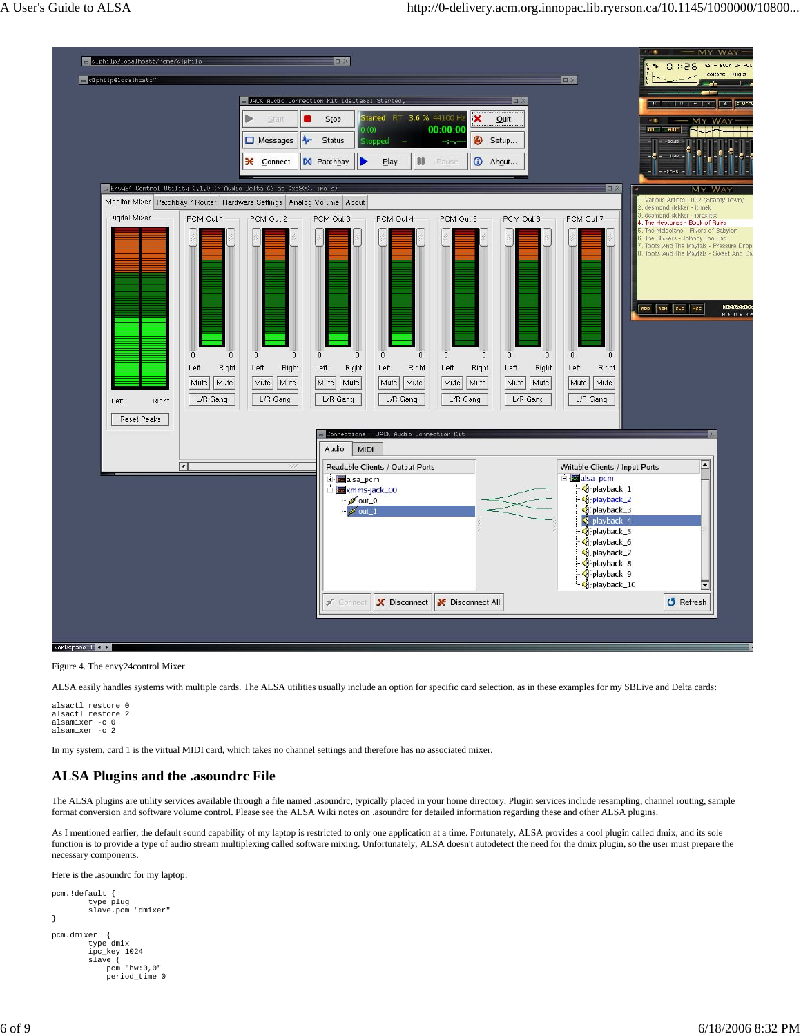Figure 4. The envy24control Mixer

ALSA easily handles systems with multiple cards. The ALSA utilities usually include an option for specific card selection, as in these examples for my SBLive and Delta cards:

```
alsactl restore 0
alsactl restore 2
alsamixer -c 0
alsamixer -c 2
```

In my system, card 1 is the virtual MIDI card, which takes no channel settings and therefore has no associated mixer.

## ALSA Plugins and the .asoundrc File

The ALSA plugins are utility services available through a file named .asoundrc, typically placed in your home directory. Plugin services include resampling, channel routing, sample format conversion and software volume control. Please see the ALSA Wiki notes on .asoundrc for detailed information regarding these and other ALSA plugins.

As I mentioned earlier, the default sound capability of my laptop is restricted to only one application at a time. Fortunately, ALSA provides a cool plugin called dmix, and its sole function is to provide a type of audio stream multiplexing called software mixing. Unfortunately, ALSA doesn't autodetect the need for the dmix plugin, so the user must prepare the necessary components.

Here is the .asoundrc for my laptop:

```
pcm.!default {
        type plug
        slave.pcm "dmixer"
}

pcm.dmixer  {
        type dmix
        ipc_key 1024
        slave {
            pcm "hw:0,0"
            period_time 0
```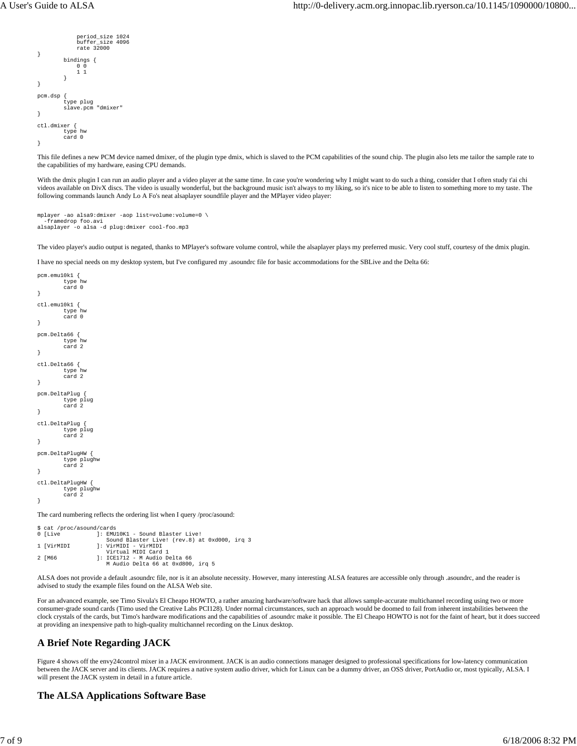```
            period_size 1024
            buffer_size 4096
            rate 32000
}
        bindings {
            0 0
            1 1
        }
}

pcm.dsp {
        type plug
        slave.pcm "dmixer"
}

ctl.dmixer {
        type hw
        card 0
}
```

This file defines a new PCM device named dmixer, of the plugin type dmix, which is slaved to the PCM capabilities of the sound chip. The plugin also lets me tailor the sample rate to the capabilities of my hardware, easing CPU demands.

With the dmix plugin I can run an audio player and a video player at the same time. In case you're wondering why I might want to do such a thing, consider that I often study t'ai chi videos available on DivX discs. The video is usually wonderful, but the background music isn't always to my liking, so it's nice to be able to listen to something more to my taste. The following commands launch Andy Lo A Fo's neat alsaplayer soundfile player and the MPlayer video player:

```
mplayer -ao alsa9:dmixer -aop list=volume:volume=0 \
  -framedrop foo.avi
alsaplayer -o alsa -d plug:dmixer cool-foo.mp3
```

The video player's audio output is negated, thanks to MPlayer's software volume control, while the alsaplayer plays my preferred music. Very cool stuff, courtesy of the dmix plugin.

I have no special needs on my desktop system, but I've configured my .asoundrc file for basic accommodations for the SBLive and the Delta 66:

```
pcm.emu10k1 {
        type hw
        card 0
}

ctl.emu10k1 {
        type hw
        card 0
}

pcm.Delta66 {
        type hw
        card 2
}

ctl.Delta66 {
        type hw
        card 2
}

pcm.DeltaPlug {
        type plug
        card 2
}

ctl.DeltaPlug {
        type plug
        card 2
}

pcm.DeltaPlugHW {
        type plughw
        card 2
}

ctl.DeltaPlugHW {
        type plughw
        card 2
}
```

The card numbering reflects the ordering list when I query /proc/asound:

```
$ cat /proc/asound/cards
0 [Live           ]: EMU10K1 - Sound Blaster Live!
                     Sound Blaster Live! (rev.8) at 0xd000, irq 3
1 [VirMIDI        ]: VirMIDI - VirMIDI
                     Virtual MIDI Card 1
2 [M66            ]: ICE1712 - M Audio Delta 66
                     M Audio Delta 66 at 0xd800, irq 5
```

ALSA does not provide a default .asoundrc file, nor is it an absolute necessity. However, many interesting ALSA features are accessible only through .asoundrc, and the reader is advised to study the example files found on the ALSA Web site.

For an advanced example, see Timo Sivula's El Cheapo HOWTO, a rather amazing hardware/software hack that allows sample-accurate multichannel recording using two or more consumer-grade sound cards (Timo used the Creative Labs PCI128). Under normal circumstances, such an approach would be doomed to fail from inherent instabilities between the clock crystals of the cards, but Timo's hardware modifications and the capabilities of .asoundrc make it possible. The El Cheapo HOWTO is not for the faint of heart, but it does succeed at providing an inexpensive path to high-quality multichannel recording on the Linux desktop.

## A Brief Note Regarding JACK

Figure 4 shows off the envy24control mixer in a JACK environment. JACK is an audio connections manager designed to professional specifications for low-latency communication between the JACK server and its clients. JACK requires a native system audio driver, which for Linux can be a dummy driver, an OSS driver, PortAudio or, most typically, ALSA. I will present the JACK system in detail in a future article.

## The ALSA Applications Software Base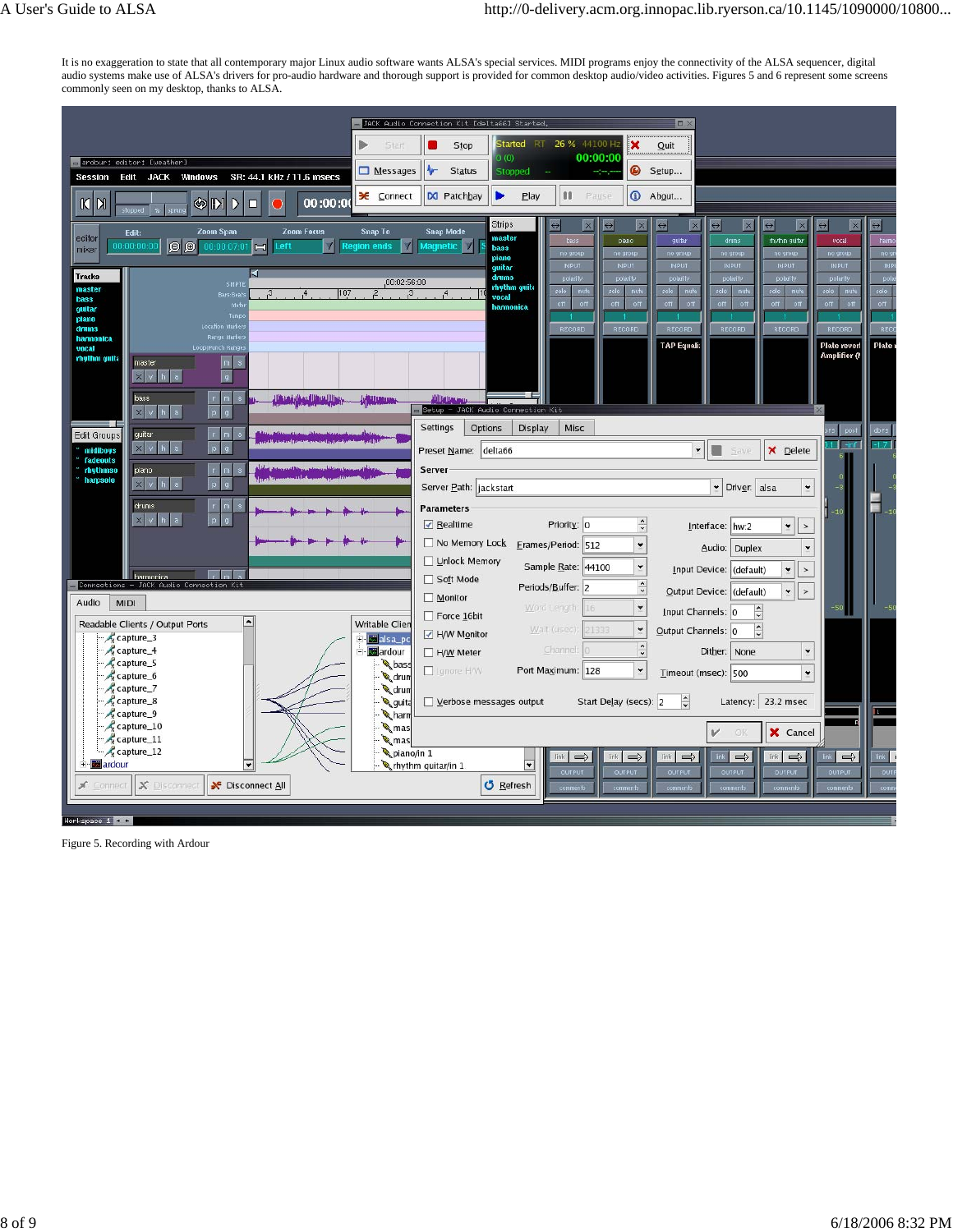It is no exaggeration to state that all contemporary major Linux audio software wants ALSA's special services. MIDI programs enjoy the connectivity of the ALSA sequencer, digital audio systems make use of ALSA's drivers for pro-audio hardware and thorough support is provided for common desktop audio/video activities. Figures 5 and 6 represent some screens commonly seen on my desktop, thanks to ALSA.

Figure 5. Recording with Ardour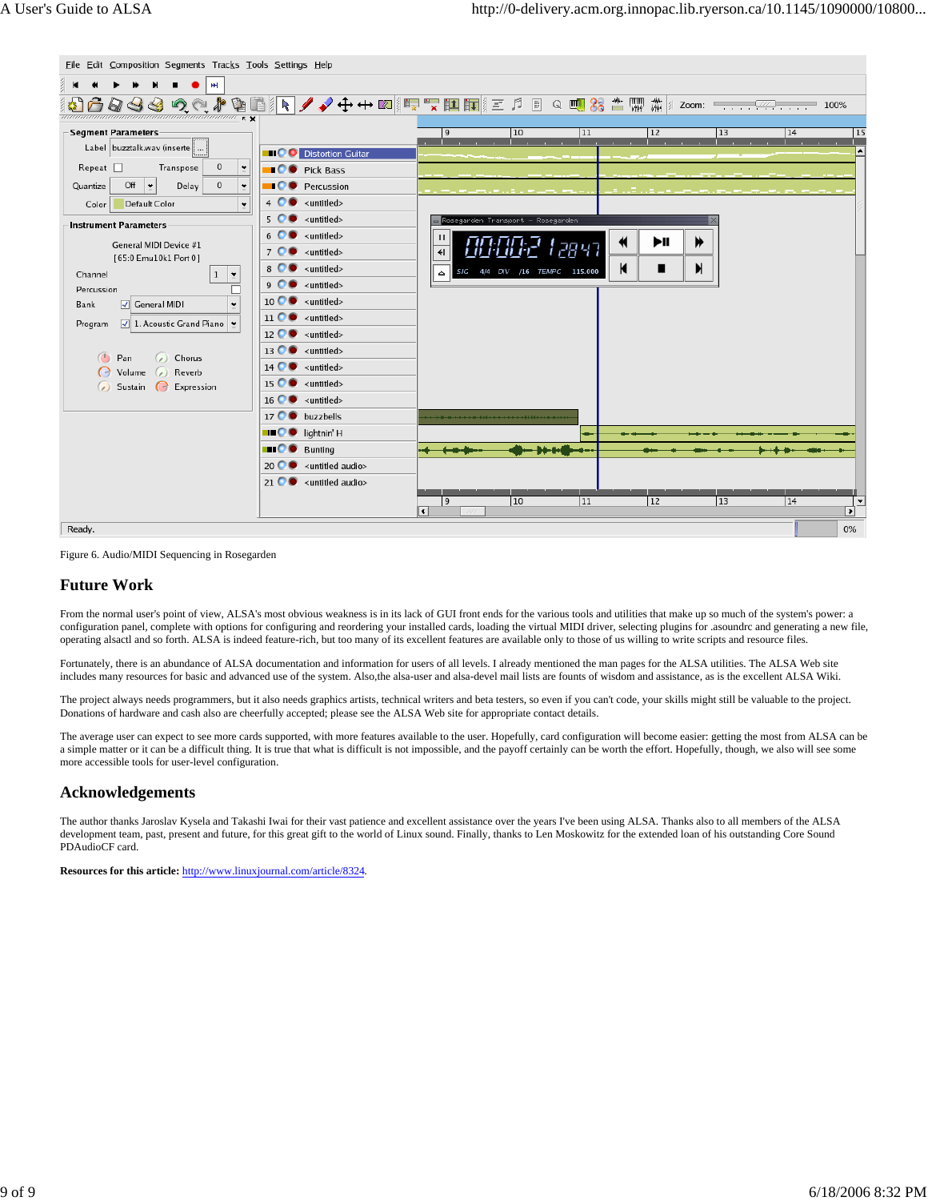Figure 6. Audio/MIDI Sequencing in Rosegarden

## Future Work

From the normal user's point of view, ALSA's most obvious weakness is in its lack of GUI front ends for the various tools and utilities that make up so much of the system's power: a configuration panel, complete with options for configuring and reordering your installed cards, loading the virtual MIDI driver, selecting plugins for .asoundrc and generating a new file, operating alsactl and so forth. ALSA is indeed feature-rich, but too many of its excellent features are available only to those of us willing to write scripts and resource files.

Fortunately, there is an abundance of ALSA documentation and information for users of all levels. I already mentioned the man pages for the ALSA utilities. The ALSA Web site includes many resources for basic and advanced use of the system. Also,the alsa-user and alsa-devel mail lists are founts of wisdom and assistance, as is the excellent ALSA Wiki.

The project always needs programmers, but it also needs graphics artists, technical writers and beta testers, so even if you can't code, your skills might still be valuable to the project. Donations of hardware and cash also are cheerfully accepted; please see the ALSA Web site for appropriate contact details.

The average user can expect to see more cards supported, with more features available to the user. Hopefully, card configuration will become easier: getting the most from ALSA can be a simple matter or it can be a difficult thing. It is true that what is difficult is not impossible, and the payoff certainly can be worth the effort. Hopefully, though, we also will see some more accessible tools for user-level configuration.

## Acknowledgements

The author thanks Jaroslav Kysela and Takashi Iwai for their vast patience and excellent assistance over the years I've been using ALSA. Thanks also to all members of the ALSA development team, past, present and future, for this great gift to the world of Linux sound. Finally, thanks to Len Moskowitz for the extended loan of his outstanding Core Sound PDAudioCF card.

**Resources for this article:** http://www.linuxjournal.com/article/8324.